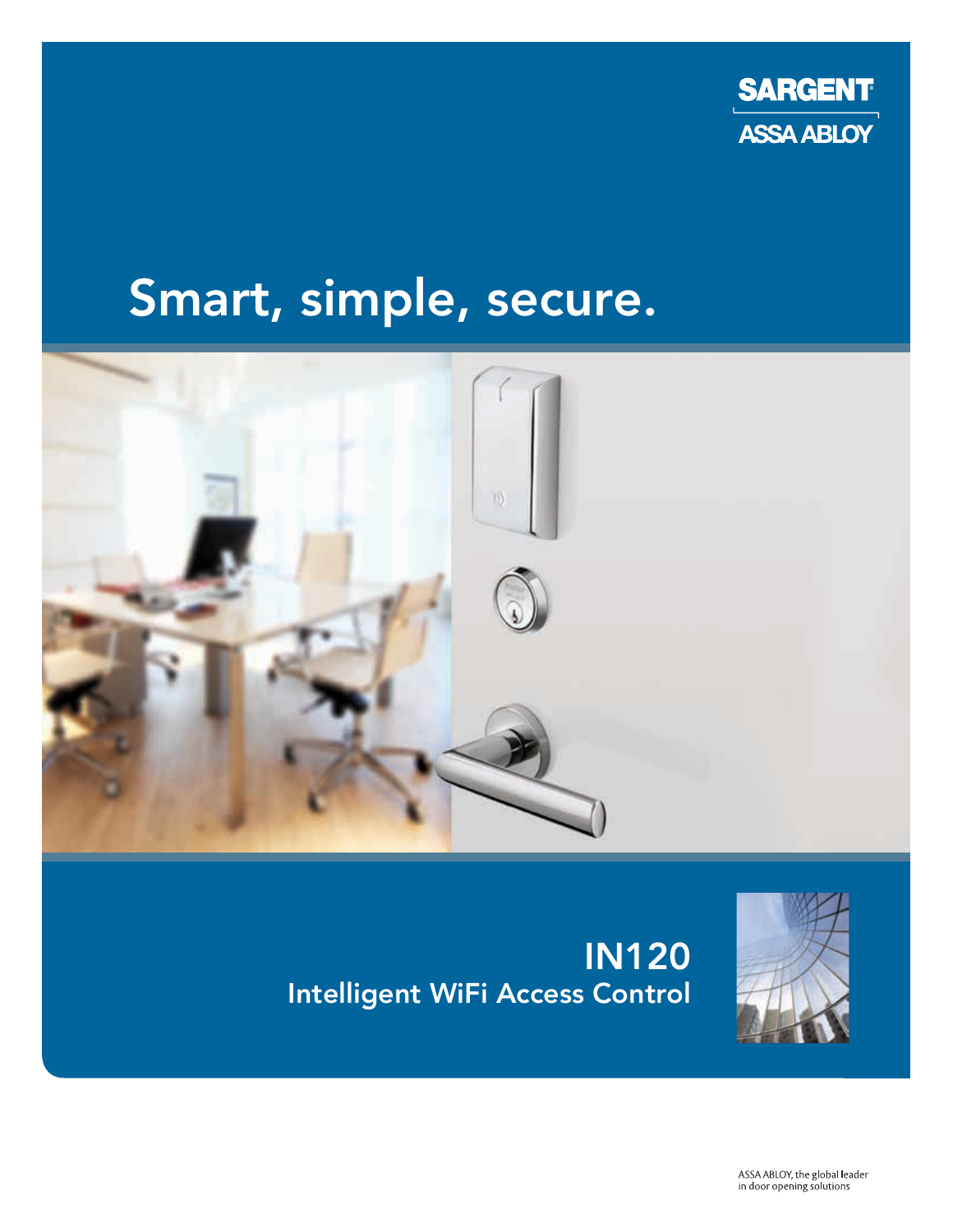SARGENT

ASSA ABLOY

# Smart, simple, secure.

## IN120

### Intelligent WiFi Access Control

ASSA ABLOY, the global leader
in door opening solutions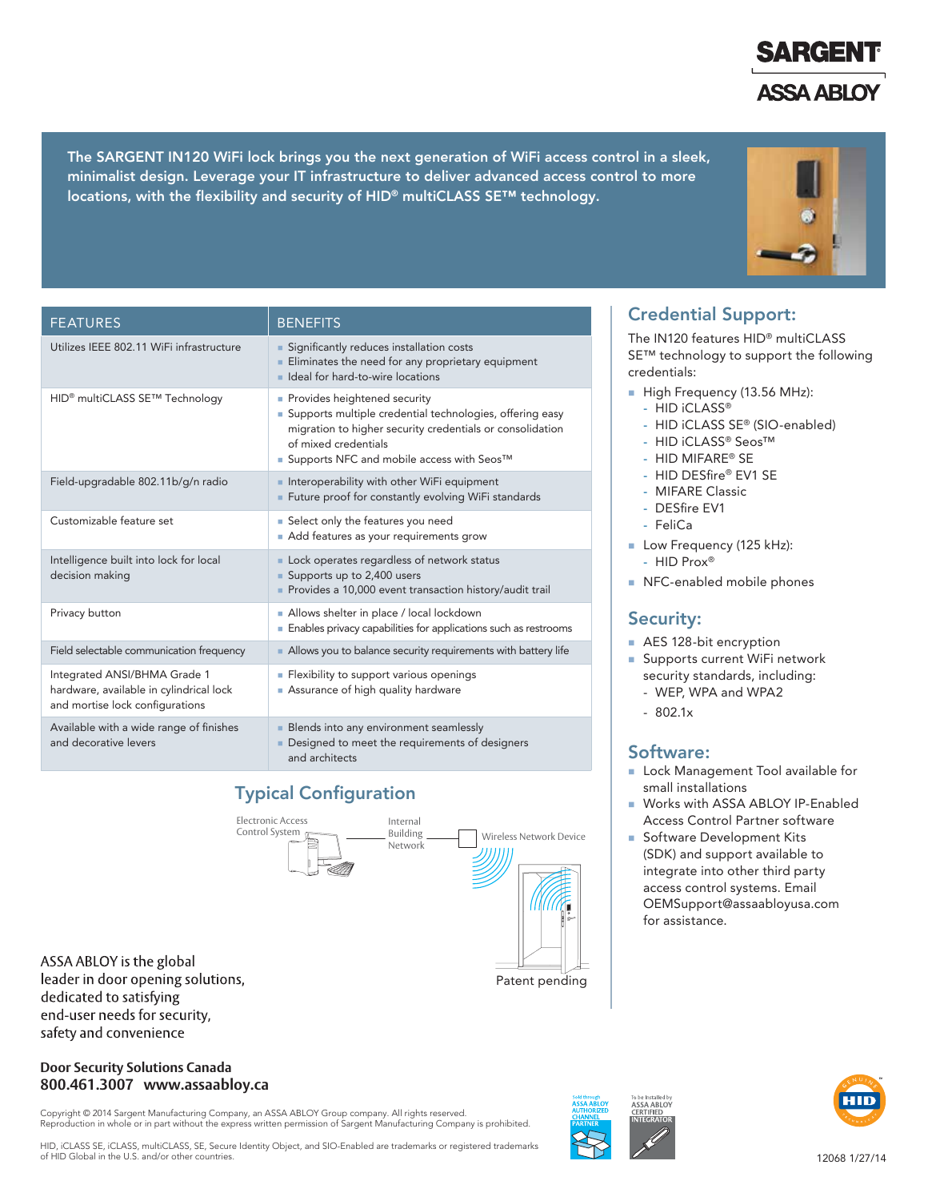SARGENT

ASSA ABLOY

**The SARGENT IN120 WiFi lock brings you the next generation of WiFi access control in a sleek, minimalist design. Leverage your IT infrastructure to deliver advanced access control to more locations, with the flexibility and security of HID® multiCLASS SE™ technology.**

| FEATURES | BENEFITS |
|---|---|
| Utilizes IEEE 802.11 WiFi infrastructure | ▪ Significantly reduces installation costs<br>▪ Eliminates the need for any proprietary equipment<br>▪ Ideal for hard-to-wire locations |
| HID® multiCLASS SE™ Technology | ▪ Provides heightened security<br>▪ Supports multiple credential technologies, offering easy migration to higher security credentials or consolidation of mixed credentials<br>▪ Supports NFC and mobile access with Seos™ |
| Field-upgradable 802.11b/g/n radio | ▪ Interoperability with other WiFi equipment<br>▪ Future proof for constantly evolving WiFi standards |
| Customizable feature set | ▪ Select only the features you need<br>▪ Add features as your requirements grow |
| Intelligence built into lock for local decision making | ▪ Lock operates regardless of network status<br>▪ Supports up to 2,400 users<br>▪ Provides a 10,000 event transaction history/audit trail |
| Privacy button | ▪ Allows shelter in place / local lockdown<br>▪ Enables privacy capabilities for applications such as restrooms |
| Field selectable communication frequency | ▪ Allows you to balance security requirements with battery life |
| Integrated ANSI/BHMA Grade 1 hardware, available in cylindrical lock and mortise lock configurations | ▪ Flexibility to support various openings<br>▪ Assurance of high quality hardware |
| Available with a wide range of finishes and decorative levers | ▪ Blends into any environment seamlessly<br>▪ Designed to meet the requirements of designers and architects |

## Typical Configuration

Electronic Access Control System

Internal Building Network

Wireless Network Device

Patent pending

## Credential Support:

The IN120 features HID® multiCLASS SE™ technology to support the following credentials:

- High Frequency (13.56 MHz):
  - HID iCLASS®
  - HID iCLASS SE® (SIO-enabled)
  - HID iCLASS® Seos™
  - HID MIFARE® SE
  - HID DESfire® EV1 SE
  - MIFARE Classic
  - DESfire EV1
  - FeliCa
- Low Frequency (125 kHz):
  - HID Prox®
- NFC-enabled mobile phones

## Security:

- AES 128-bit encryption
- Supports current WiFi network security standards, including:
  - WEP, WPA and WPA2
  - 802.1x

## Software:

- Lock Management Tool available for small installations
- Works with ASSA ABLOY IP-Enabled Access Control Partner software
- Software Development Kits (SDK) and support available to integrate into other third party access control systems. Email OEMSupport@assaabloyusa.com for assistance.

ASSA ABLOY is the global leader in door opening solutions, dedicated to satisfying end-user needs for security, safety and convenience

**Door Security Solutions Canada**
**800.461.3007 www.assaabloy.ca**

Copyright © 2014 Sargent Manufacturing Company, an ASSA ABLOY Group company. All rights reserved. Reproduction in whole or in part without the express written permission of Sargent Manufacturing Company is prohibited.

HID, iCLASS SE, iCLASS, multiCLASS, SE, Secure Identity Object, and SIO-Enabled are trademarks or registered trademarks of HID Global in the U.S. and/or other countries.

Sold through ASSA ABLOY AUTHORIZED CHANNEL PARTNER

To be Installed by ASSA ABLOY CERTIFIED INTEGRATOR

GENUINE HID

12068 1/27/14